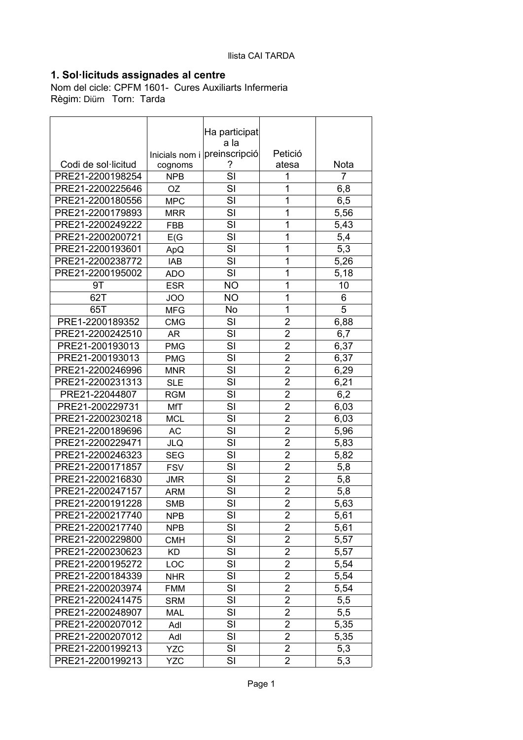llista CAI TARDA

## 1. Sol·licituds assignades al centre

Nom del cicle: CPFM 1601- Cures Auxiliarts Infermeria
Règim: Diürn Torn: Tarda

| Codi de sol·licitud | Inicials nom i cognoms | Ha participat a la preinscripció ? | Petició atesa | Nota |
|---|---|---|---|---|
| PRE21-2200198254 | NPB | SI | 1 | 7 |
| PRE21-2200225646 | OZ | SI | 1 | 6,8 |
| PRE21-2200180556 | MPC | SI | 1 | 6,5 |
| PRE21-2200179893 | MRR | SI | 1 | 5,56 |
| PRE21-2200249222 | FBB | SI | 1 | 5,43 |
| PRE21-2200200721 | E(G | SI | 1 | 5,4 |
| PRE21-2200193601 | ApQ | SI | 1 | 5,3 |
| PRE21-2200238772 | IAB | SI | 1 | 5,26 |
| PRE21-2200195002 | ADO | SI | 1 | 5,18 |
| 9T | ESR | NO | 1 | 10 |
| 62T | JOO | NO | 1 | 6 |
| 65T | MFG | No | 1 | 5 |
| PRE1-2200189352 | CMG | SI | 2 | 6,88 |
| PRE21-2200242510 | AR | SI | 2 | 6,7 |
| PRE21-200193013 | PMG | SI | 2 | 6,37 |
| PRE21-200193013 | PMG | SI | 2 | 6,37 |
| PRE21-2200246996 | MNR | SI | 2 | 6,29 |
| PRE21-2200231313 | SLE | SI | 2 | 6,21 |
| PRE21-22044807 | RGM | SI | 2 | 6,2 |
| PRE21-200229731 | MfT | SI | 2 | 6,03 |
| PRE21-2200230218 | MCL | SI | 2 | 6,03 |
| PRE21-2200189696 | AC | SI | 2 | 5,96 |
| PRE21-2200229471 | JLQ | SI | 2 | 5,83 |
| PRE21-2200246323 | SEG | SI | 2 | 5,82 |
| PRE21-2200171857 | FSV | SI | 2 | 5,8 |
| PRE21-2200216830 | JMR | SI | 2 | 5,8 |
| PRE21-2200247157 | ARM | SI | 2 | 5,8 |
| PRE21-2200191228 | SMB | SI | 2 | 5,63 |
| PRE21-2200217740 | NPB | SI | 2 | 5,61 |
| PRE21-2200217740 | NPB | SI | 2 | 5,61 |
| PRE21-2200229800 | CMH | SI | 2 | 5,57 |
| PRE21-2200230623 | KD | SI | 2 | 5,57 |
| PRE21-2200195272 | LOC | SI | 2 | 5,54 |
| PRE21-2200184339 | NHR | SI | 2 | 5,54 |
| PRE21-2200203974 | FMM | SI | 2 | 5,54 |
| PRE21-2200241475 | SRM | SI | 2 | 5,5 |
| PRE21-2200248907 | MAL | SI | 2 | 5,5 |
| PRE21-2200207012 | Adl | SI | 2 | 5,35 |
| PRE21-2200207012 | Adl | SI | 2 | 5,35 |
| PRE21-2200199213 | YZC | SI | 2 | 5,3 |
| PRE21-2200199213 | YZC | SI | 2 | 5,3 |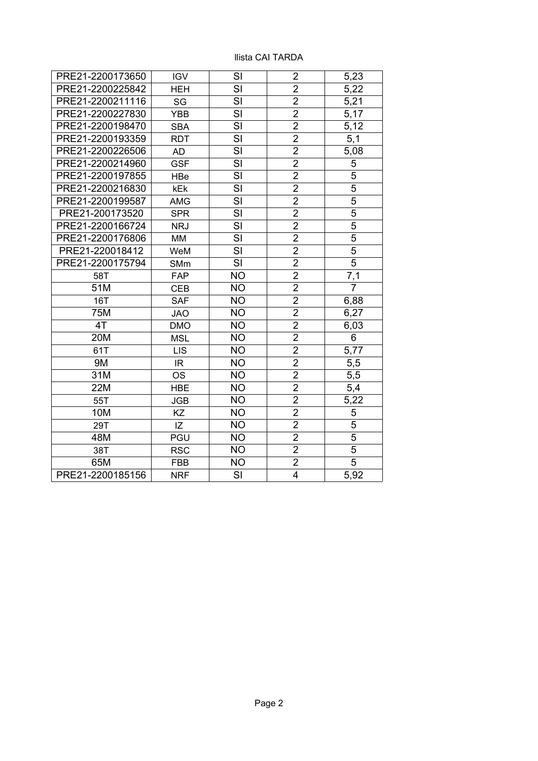llista CAI TARDA

| | | | | |
|---|---|---|---|---|
| PRE21-2200173650 | IGV | SI | 2 | 5,23 |
| PRE21-2200225842 | HEH | SI | 2 | 5,22 |
| PRE21-2200211116 | SG | SI | 2 | 5,21 |
| PRE21-2200227830 | YBB | SI | 2 | 5,17 |
| PRE21-2200198470 | SBA | SI | 2 | 5,12 |
| PRE21-2200193359 | RDT | SI | 2 | 5,1 |
| PRE21-2200226506 | AD | SI | 2 | 5,08 |
| PRE21-2200214960 | GSF | SI | 2 | 5 |
| PRE21-2200197855 | HBe | SI | 2 | 5 |
| PRE21-2200216830 | kEk | SI | 2 | 5 |
| PRE21-2200199587 | AMG | SI | 2 | 5 |
| PRE21-200173520 | SPR | SI | 2 | 5 |
| PRE21-2200166724 | NRJ | SI | 2 | 5 |
| PRE21-2200176806 | MM | SI | 2 | 5 |
| PRE21-220018412 | WeM | SI | 2 | 5 |
| PRE21-2200175794 | SMm | SI | 2 | 5 |
| 58T | FAP | NO | 2 | 7,1 |
| 51M | CEB | NO | 2 | 7 |
| 16T | SAF | NO | 2 | 6,88 |
| 75M | JAO | NO | 2 | 6,27 |
| 4T | DMO | NO | 2 | 6,03 |
| 20M | MSL | NO | 2 | 6 |
| 61T | LIS | NO | 2 | 5,77 |
| 9M | IR | NO | 2 | 5,5 |
| 31M | OS | NO | 2 | 5,5 |
| 22M | HBE | NO | 2 | 5,4 |
| 55T | JGB | NO | 2 | 5,22 |
| 10M | KZ | NO | 2 | 5 |
| 29T | IZ | NO | 2 | 5 |
| 48M | PGU | NO | 2 | 5 |
| 38T | RSC | NO | 2 | 5 |
| 65M | FBB | NO | 2 | 5 |
| PRE21-2200185156 | NRF | SI | 4 | 5,92 |